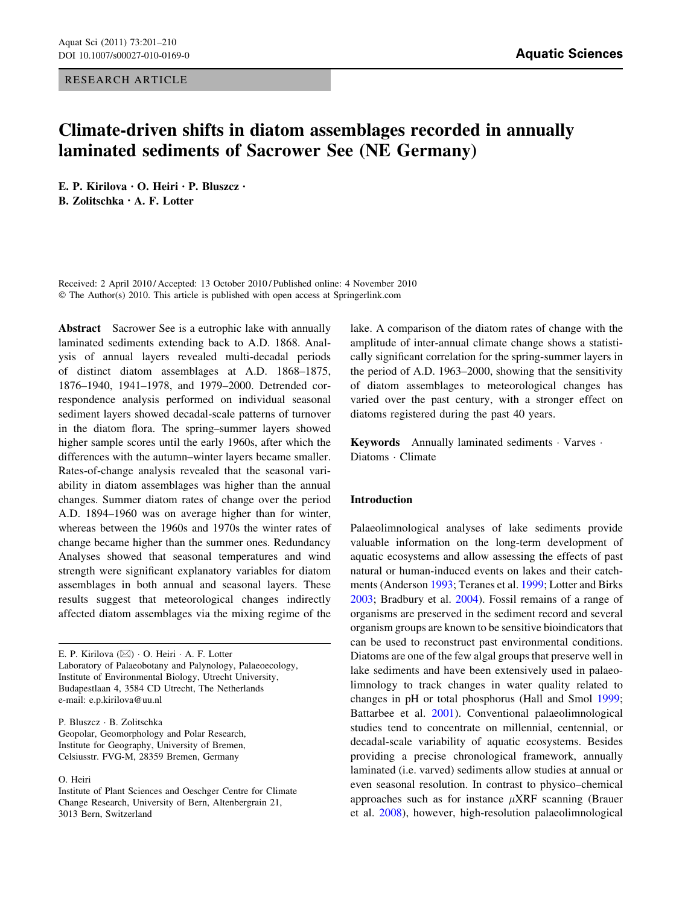RESEARCH ARTICLE

# Climate-driven shifts in diatom assemblages recorded in annually laminated sediments of Sacrower See (NE Germany)

**E. P. Kirilova · O. Heiri · P. Bluszcz · B. Zolitschka · A. F. Lotter**

Received: 2 April 2010 / Accepted: 13 October 2010 / Published online: 4 November 2010
© The Author(s) 2010. This article is published with open access at Springerlink.com

**Abstract** Sacrower See is a eutrophic lake with annually laminated sediments extending back to A.D. 1868. Analysis of annual layers revealed multi-decadal periods of distinct diatom assemblages at A.D. 1868–1875, 1876–1940, 1941–1978, and 1979–2000. Detrended correspondence analysis performed on individual seasonal sediment layers showed decadal-scale patterns of turnover in the diatom flora. The spring–summer layers showed higher sample scores until the early 1960s, after which the differences with the autumn–winter layers became smaller. Rates-of-change analysis revealed that the seasonal variability in diatom assemblages was higher than the annual changes. Summer diatom rates of change over the period A.D. 1894–1960 was on average higher than for winter, whereas between the 1960s and 1970s the winter rates of change became higher than the summer ones. Redundancy Analyses showed that seasonal temperatures and wind strength were significant explanatory variables for diatom assemblages in both annual and seasonal layers. These results suggest that meteorological changes indirectly affected diatom assemblages via the mixing regime of the lake. A comparison of the diatom rates of change with the amplitude of inter-annual climate change shows a statistically significant correlation for the spring-summer layers in the period of A.D. 1963–2000, showing that the sensitivity of diatom assemblages to meteorological changes has varied over the past century, with a stronger effect on diatoms registered during the past 40 years.

**Keywords** Annually laminated sediments · Varves · Diatoms · Climate

E. P. Kirilova (✉) · O. Heiri · A. F. Lotter
Laboratory of Palaeobotany and Palynology, Palaeoecology, Institute of Environmental Biology, Utrecht University, Budapestlaan 4, 3584 CD Utrecht, The Netherlands
e-mail: e.p.kirilova@uu.nl

P. Bluszcz · B. Zolitschka
Geopolar, Geomorphology and Polar Research, Institute for Geography, University of Bremen, Celsiusstr. FVG-M, 28359 Bremen, Germany

O. Heiri
Institute of Plant Sciences and Oeschger Centre for Climate Change Research, University of Bern, Altenbergrain 21, 3013 Bern, Switzerland

## Introduction

Palaeolimnological analyses of lake sediments provide valuable information on the long-term development of aquatic ecosystems and allow assessing the effects of past natural or human-induced events on lakes and their catchments (Anderson 1993; Teranes et al. 1999; Lotter and Birks 2003; Bradbury et al. 2004). Fossil remains of a range of organisms are preserved in the sediment record and several organism groups are known to be sensitive bioindicators that can be used to reconstruct past environmental conditions. Diatoms are one of the few algal groups that preserve well in lake sediments and have been extensively used in palaeolimnology to track changes in water quality related to changes in pH or total phosphorus (Hall and Smol 1999; Battarbee et al. 2001). Conventional palaeolimnological studies tend to concentrate on millennial, centennial, or decadal-scale variability of aquatic ecosystems. Besides providing a precise chronological framework, annually laminated (i.e. varved) sediments allow studies at annual or even seasonal resolution. In contrast to physico–chemical approaches such as for instance $\mu$XRF scanning (Brauer et al. 2008), however, high-resolution palaeolimnological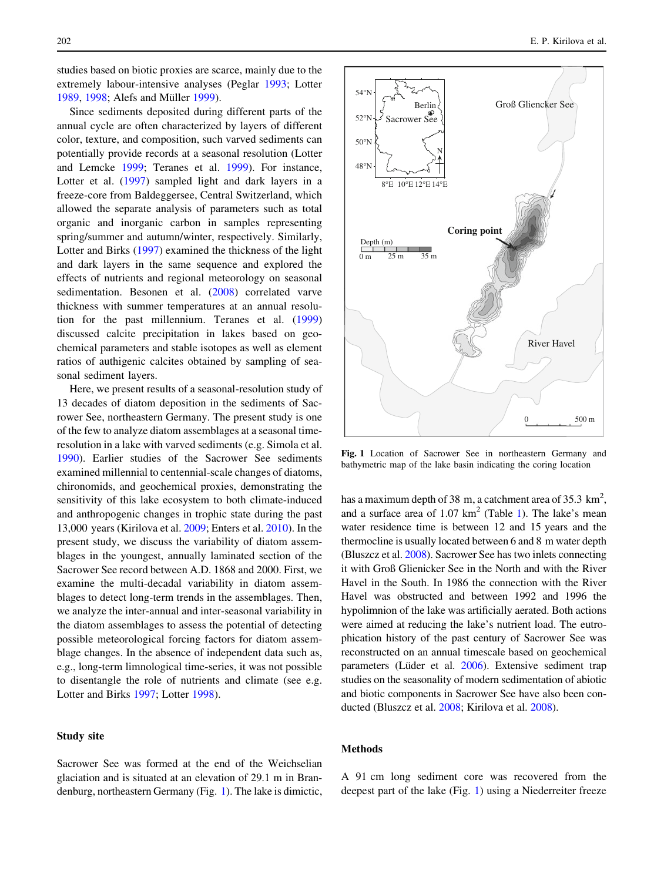studies based on biotic proxies are scarce, mainly due to the extremely labour-intensive analyses (Peglar 1993; Lotter 1989, 1998; Alefs and Müller 1999).

Since sediments deposited during different parts of the annual cycle are often characterized by layers of different color, texture, and composition, such varved sediments can potentially provide records at a seasonal resolution (Lotter and Lemcke 1999; Teranes et al. 1999). For instance, Lotter et al. (1997) sampled light and dark layers in a freeze-core from Baldeggersee, Central Switzerland, which allowed the separate analysis of parameters such as total organic and inorganic carbon in samples representing spring/summer and autumn/winter, respectively. Similarly, Lotter and Birks (1997) examined the thickness of the light and dark layers in the same sequence and explored the effects of nutrients and regional meteorology on seasonal sedimentation. Besonen et al. (2008) correlated varve thickness with summer temperatures at an annual resolution for the past millennium. Teranes et al. (1999) discussed calcite precipitation in lakes based on geochemical parameters and stable isotopes as well as element ratios of authigenic calcites obtained by sampling of seasonal sediment layers.

Here, we present results of a seasonal-resolution study of 13 decades of diatom deposition in the sediments of Sacrower See, northeastern Germany. The present study is one of the few to analyze diatom assemblages at a seasonal time-resolution in a lake with varved sediments (e.g. Simola et al. 1990). Earlier studies of the Sacrower See sediments examined millennial to centennial-scale changes of diatoms, chironomids, and geochemical proxies, demonstrating the sensitivity of this lake ecosystem to both climate-induced and anthropogenic changes in trophic state during the past 13,000 years (Kirilova et al. 2009; Enters et al. 2010). In the present study, we discuss the variability of diatom assemblages in the youngest, annually laminated section of the Sacrower See record between A.D. 1868 and 2000. First, we examine the multi-decadal variability in diatom assemblages to detect long-term trends in the assemblages. Then, we analyze the inter-annual and inter-seasonal variability in the diatom assemblages to assess the potential of detecting possible meteorological forcing factors for diatom assemblage changes. In the absence of independent data such as, e.g., long-term limnological time-series, it was not possible to disentangle the role of nutrients and climate (see e.g. Lotter and Birks 1997; Lotter 1998).

## Study site

Sacrower See was formed at the end of the Weichselian glaciation and is situated at an elevation of 29.1 m in Brandenburg, northeastern Germany (Fig. 1). The lake is dimictic, has a maximum depth of 38 m, a catchment area of 35.3 km$^2$, and a surface area of 1.07 km$^2$ (Table 1). The lake's mean water residence time is between 12 and 15 years and the thermocline is usually located between 6 and 8 m water depth (Bluszcz et al. 2008). Sacrower See has two inlets connecting it with Groß Glienicker See in the North and with the River Havel in the South. In 1986 the connection with the River Havel was obstructed and between 1992 and 1996 the hypolimnion of the lake was artificially aerated. Both actions were aimed at reducing the lake's nutrient load. The eutrophication history of the past century of Sacrower See was reconstructed on an annual timescale based on geochemical parameters (Lüder et al. 2006). Extensive sediment trap studies on the seasonality of modern sedimentation of abiotic and biotic components in Sacrower See have also been conducted (Bluszcz et al. 2008; Kirilova et al. 2008).

Fig. 1 Location of Sacrower See in northeastern Germany and bathymetric map of the lake basin indicating the coring location

## Methods

A 91 cm long sediment core was recovered from the deepest part of the lake (Fig. 1) using a Niederreiter freeze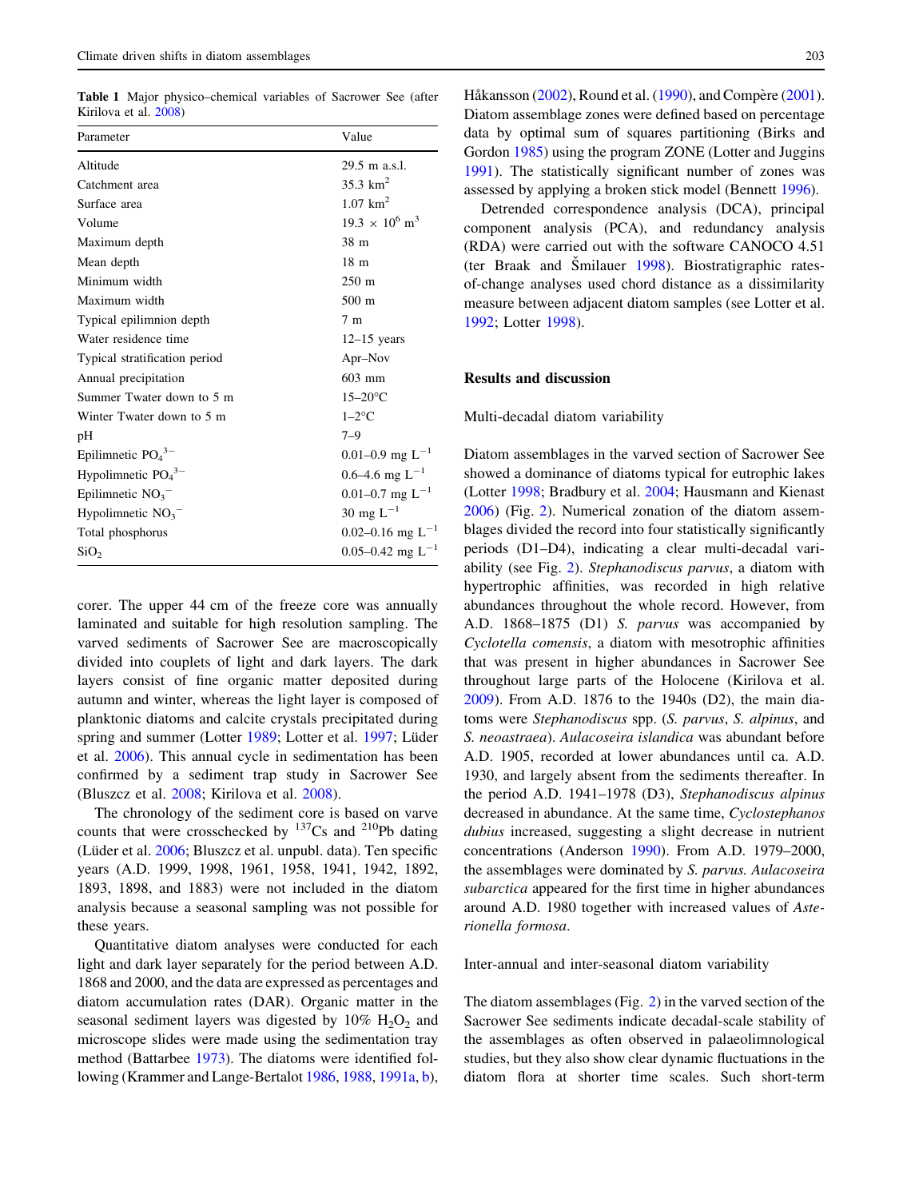**Table 1** Major physico–chemical variables of Sacrower See (after Kirilova et al. 2008)

| Parameter | Value |
|---|---|
| Altitude | 29.5 m a.s.l. |
| Catchment area | 35.3 km$^2$ |
| Surface area | 1.07 km$^2$ |
| Volume | 19.3 × 10$^6$ m$^3$ |
| Maximum depth | 38 m |
| Mean depth | 18 m |
| Minimum width | 250 m |
| Maximum width | 500 m |
| Typical epilimnion depth | 7 m |
| Water residence time | 12–15 years |
| Typical stratification period | Apr–Nov |
| Annual precipitation | 603 mm |
| Summer Twater down to 5 m | 15–20°C |
| Winter Twater down to 5 m | 1–2°C |
| pH | 7–9 |
| Epilimnetic $PO_4^{3-}$ | 0.01–0.9 mg L$^{-1}$ |
| Hypolimnetic $PO_4^{3-}$ | 0.6–4.6 mg L$^{-1}$ |
| Epilimnetic $NO_3^-$ | 0.01–0.7 mg L$^{-1}$ |
| Hypolimnetic $NO_3^-$ | 30 mg L$^{-1}$ |
| Total phosphorus | 0.02–0.16 mg L$^{-1}$ |
| $SiO_2$ | 0.05–0.42 mg L$^{-1}$ |

corer. The upper 44 cm of the freeze core was annually laminated and suitable for high resolution sampling. The varved sediments of Sacrower See are macroscopically divided into couplets of light and dark layers. The dark layers consist of fine organic matter deposited during autumn and winter, whereas the light layer is composed of planktonic diatoms and calcite crystals precipitated during spring and summer (Lotter 1989; Lotter et al. 1997; Lüder et al. 2006). This annual cycle in sedimentation has been confirmed by a sediment trap study in Sacrower See (Bluszcz et al. 2008; Kirilova et al. 2008).

The chronology of the sediment core is based on varve counts that were crosschecked by $^{137}$Cs and $^{210}$Pb dating (Lüder et al. 2006; Bluszcz et al. unpubl. data). Ten specific years (A.D. 1999, 1998, 1961, 1958, 1941, 1942, 1892, 1893, 1898, and 1883) were not included in the diatom analysis because a seasonal sampling was not possible for these years.

Quantitative diatom analyses were conducted for each light and dark layer separately for the period between A.D. 1868 and 2000, and the data are expressed as percentages and diatom accumulation rates (DAR). Organic matter in the seasonal sediment layers was digested by 10% $H_2O_2$ and microscope slides were made using the sedimentation tray method (Battarbee 1973). The diatoms were identified following (Krammer and Lange-Bertalot 1986, 1988, 1991a, b), Håkansson (2002), Round et al. (1990), and Compère (2001). Diatom assemblage zones were defined based on percentage data by optimal sum of squares partitioning (Birks and Gordon 1985) using the program ZONE (Lotter and Juggins 1991). The statistically significant number of zones was assessed by applying a broken stick model (Bennett 1996).

Detrended correspondence analysis (DCA), principal component analysis (PCA), and redundancy analysis (RDA) were carried out with the software CANOCO 4.51 (ter Braak and Šmilauer 1998). Biostratigraphic rates-of-change analyses used chord distance as a dissimilarity measure between adjacent diatom samples (see Lotter et al. 1992; Lotter 1998).

## Results and discussion

### Multi-decadal diatom variability

Diatom assemblages in the varved section of Sacrower See showed a dominance of diatoms typical for eutrophic lakes (Lotter 1998; Bradbury et al. 2004; Hausmann and Kienast 2006) (Fig. 2). Numerical zonation of the diatom assemblages divided the record into four statistically significant periods (D1–D4), indicating a clear multi-decadal variability (see Fig. 2). *Stephanodiscus parvus*, a diatom with hypertrophic affinities, was recorded in high relative abundances throughout the whole record. However, from A.D. 1868–1875 (D1) *S. parvus* was accompanied by *Cyclotella comensis*, a diatom with mesotrophic affinities that was present in higher abundances in Sacrower See throughout large parts of the Holocene (Kirilova et al. 2009). From A.D. 1876 to the 1940s (D2), the main diatoms were *Stephanodiscus* spp. (*S. parvus*, *S. alpinus*, and *S. neoastraea*). *Aulacoseira islandica* was abundant before A.D. 1905, recorded at lower abundances until ca. A.D. 1930, and largely absent from the sediments thereafter. In the period A.D. 1941–1978 (D3), *Stephanodiscus alpinus* decreased in abundance. At the same time, *Cyclostephanos dubius* increased, suggesting a slight decrease in nutrient concentrations (Anderson 1990). From A.D. 1979–2000, the assemblages were dominated by *S. parvus*. *Aulacoseira subarctica* appeared for the first time in higher abundances around A.D. 1980 together with increased values of *Asterionella formosa*.

### Inter-annual and inter-seasonal diatom variability

The diatom assemblages (Fig. 2) in the varved section of the Sacrower See sediments indicate decadal-scale stability of the assemblages as often observed in palaeolimnological studies, but they also show clear dynamic fluctuations in the diatom flora at shorter time scales. Such short-term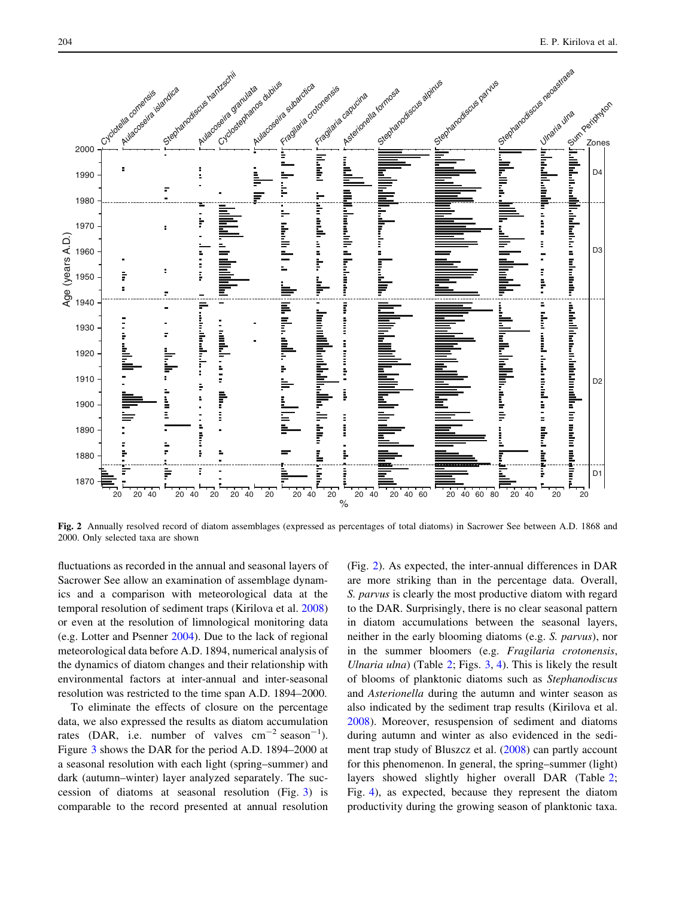**Fig. 2** Annually resolved record of diatom assemblages (expressed as percentages of total diatoms) in Sacrower See between A.D. 1868 and 2000. Only selected taxa are shown

fluctuations as recorded in the annual and seasonal layers of Sacrower See allow an examination of assemblage dynamics and a comparison with meteorological data at the temporal resolution of sediment traps (Kirilova et al. 2008) or even at the resolution of limnological monitoring data (e.g. Lotter and Psenner 2004). Due to the lack of regional meteorological data before A.D. 1894, numerical analysis of the dynamics of diatom changes and their relationship with environmental factors at inter-annual and inter-seasonal resolution was restricted to the time span A.D. 1894–2000.

To eliminate the effects of closure on the percentage data, we also expressed the results as diatom accumulation rates (DAR, i.e. number of valves $cm^{-2}$ $season^{-1}$). Figure 3 shows the DAR for the period A.D. 1894–2000 at a seasonal resolution with each light (spring–summer) and dark (autumn–winter) layer analyzed separately. The succession of diatoms at seasonal resolution (Fig. 3) is comparable to the record presented at annual resolution (Fig. 2). As expected, the inter-annual differences in DAR are more striking than in the percentage data. Overall, *S. parvus* is clearly the most productive diatom with regard to the DAR. Surprisingly, there is no clear seasonal pattern in diatom accumulations between the seasonal layers, neither in the early blooming diatoms (e.g. *S. parvus*), nor in the summer bloomers (e.g. *Fragilaria crotonensis*, *Ulnaria ulna*) (Table 2; Figs. 3, 4). This is likely the result of blooms of planktonic diatoms such as *Stephanodiscus* and *Asterionella* during the autumn and winter season as also indicated by the sediment trap results (Kirilova et al. 2008). Moreover, resuspension of sediment and diatoms during autumn and winter as also evidenced in the sediment trap study of Bluszcz et al. (2008) can partly account for this phenomenon. In general, the spring–summer (light) layers showed slightly higher overall DAR (Table 2; Fig. 4), as expected, because they represent the diatom productivity during the growing season of planktonic taxa.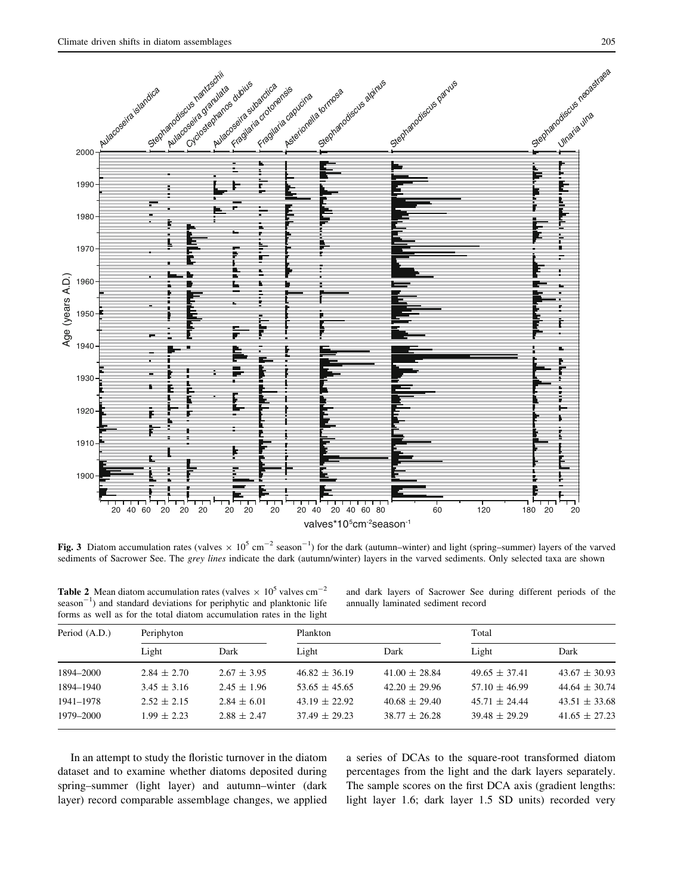**Fig. 3** Diatom accumulation rates (valves $\times$ $10^5$ $cm^{-2}$ $season^{-1}$) for the dark (autumn–winter) and light (spring–summer) layers of the varved sediments of Sacrower See. The *grey lines* indicate the dark (autumn/winter) layers in the varved sediments. Only selected taxa are shown

**Table 2** Mean diatom accumulation rates (valves $\times$ $10^5$ valves $cm^{-2}$ $season^{-1}$) and standard deviations for periphytic and planktonic life forms as well as for the total diatom accumulation rates in the light and dark layers of Sacrower See during different periods of the annually laminated sediment record

| Period (A.D.) | Periphyton | | Plankton | | Total | |
|---|---|---|---|---|---|---|
| | Light | Dark | Light | Dark | Light | Dark |
| 1894–2000 | 2.84 ± 2.70 | 2.67 ± 3.95 | 46.82 ± 36.19 | 41.00 ± 28.84 | 49.65 ± 37.41 | 43.67 ± 30.93 |
| 1894–1940 | 3.45 ± 3.16 | 2.45 ± 1.96 | 53.65 ± 45.65 | 42.20 ± 29.96 | 57.10 ± 46.99 | 44.64 ± 30.74 |
| 1941–1978 | 2.52 ± 2.15 | 2.84 ± 6.01 | 43.19 ± 22.92 | 40.68 ± 29.40 | 45.71 ± 24.44 | 43.51 ± 33.68 |
| 1979–2000 | 1.99 ± 2.23 | 2.88 ± 2.47 | 37.49 ± 29.23 | 38.77 ± 26.28 | 39.48 ± 29.29 | 41.65 ± 27.23 |

In an attempt to study the floristic turnover in the diatom dataset and to examine whether diatoms deposited during spring–summer (light layer) and autumn–winter (dark layer) record comparable assemblage changes, we applied a series of DCAs to the square-root transformed diatom percentages from the light and the dark layers separately. The sample scores on the first DCA axis (gradient lengths: light layer 1.6; dark layer 1.5 SD units) recorded very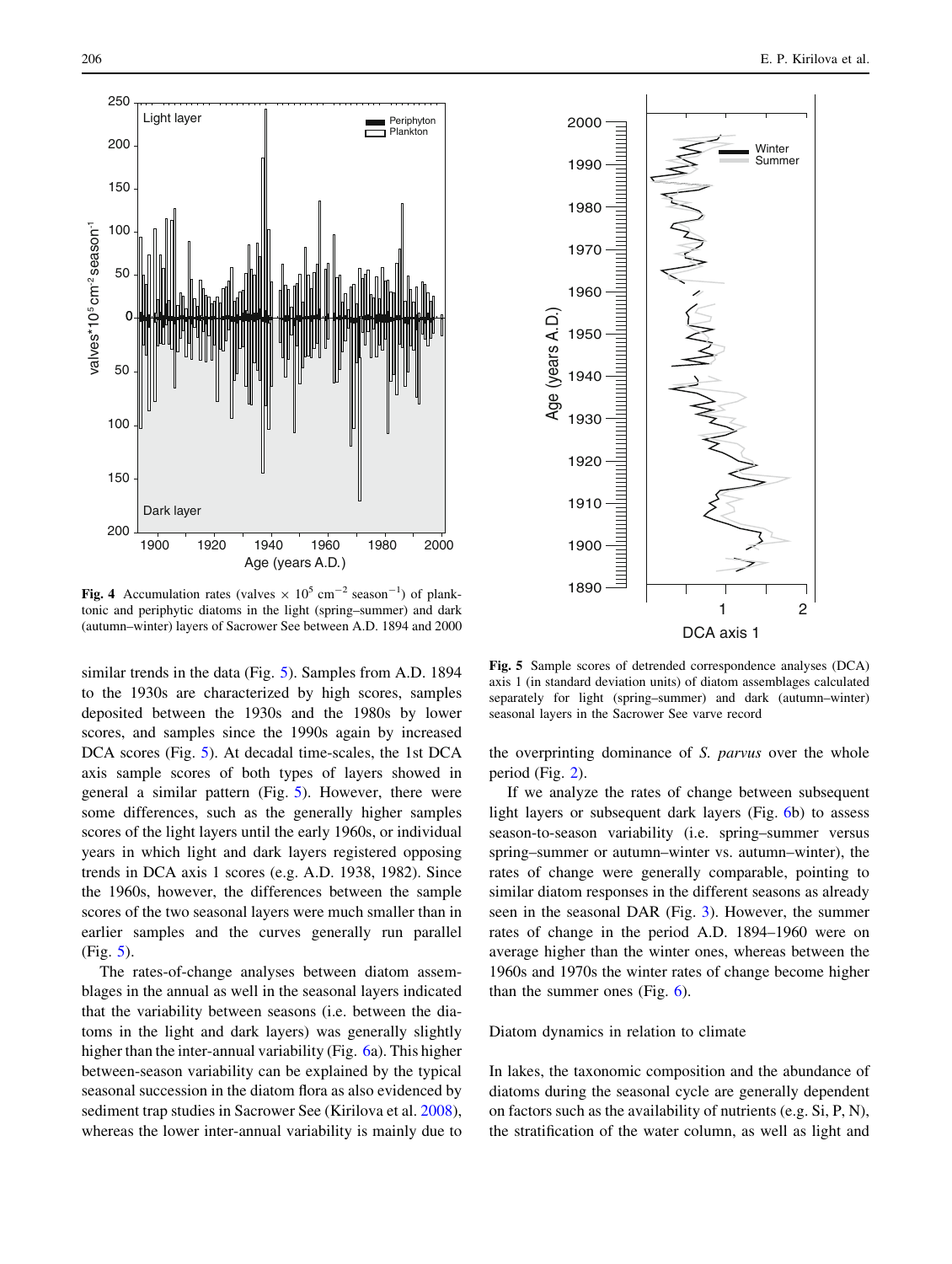**Fig. 4** Accumulation rates (valves × $10^5$ $cm^{-2}$ $season^{-1}$) of planktonic and periphytic diatoms in the light (spring–summer) and dark (autumn–winter) layers of Sacrower See between A.D. 1894 and 2000

**Fig. 5** Sample scores of detrended correspondence analyses (DCA) axis 1 (in standard deviation units) of diatom assemblages calculated separately for light (spring–summer) and dark (autumn–winter) seasonal layers in the Sacrower See varve record

similar trends in the data (Fig. 5). Samples from A.D. 1894 to the 1930s are characterized by high scores, samples deposited between the 1930s and the 1980s by lower scores, and samples since the 1990s again by increased DCA scores (Fig. 5). At decadal time-scales, the 1st DCA axis sample scores of both types of layers showed in general a similar pattern (Fig. 5). However, there were some differences, such as the generally higher samples scores of the light layers until the early 1960s, or individual years in which light and dark layers registered opposing trends in DCA axis 1 scores (e.g. A.D. 1938, 1982). Since the 1960s, however, the differences between the sample scores of the two seasonal layers were much smaller than in earlier samples and the curves generally run parallel (Fig. 5).

The rates-of-change analyses between diatom assemblages in the annual as well in the seasonal layers indicated that the variability between seasons (i.e. between the diatoms in the light and dark layers) was generally slightly higher than the inter-annual variability (Fig. 6a). This higher between-season variability can be explained by the typical seasonal succession in the diatom flora as also evidenced by sediment trap studies in Sacrower See (Kirilova et al. 2008), whereas the lower inter-annual variability is mainly due to the overprinting dominance of *S. parvus* over the whole period (Fig. 2).

If we analyze the rates of change between subsequent light layers or subsequent dark layers (Fig. 6b) to assess season-to-season variability (i.e. spring–summer versus spring–summer or autumn–winter vs. autumn–winter), the rates of change were generally comparable, pointing to similar diatom responses in the different seasons as already seen in the seasonal DAR (Fig. 3). However, the summer rates of change in the period A.D. 1894–1960 were on average higher than the winter ones, whereas between the 1960s and 1970s the winter rates of change become higher than the summer ones (Fig. 6).

### Diatom dynamics in relation to climate

In lakes, the taxonomic composition and the abundance of diatoms during the seasonal cycle are generally dependent on factors such as the availability of nutrients (e.g. Si, P, N), the stratification of the water column, as well as light and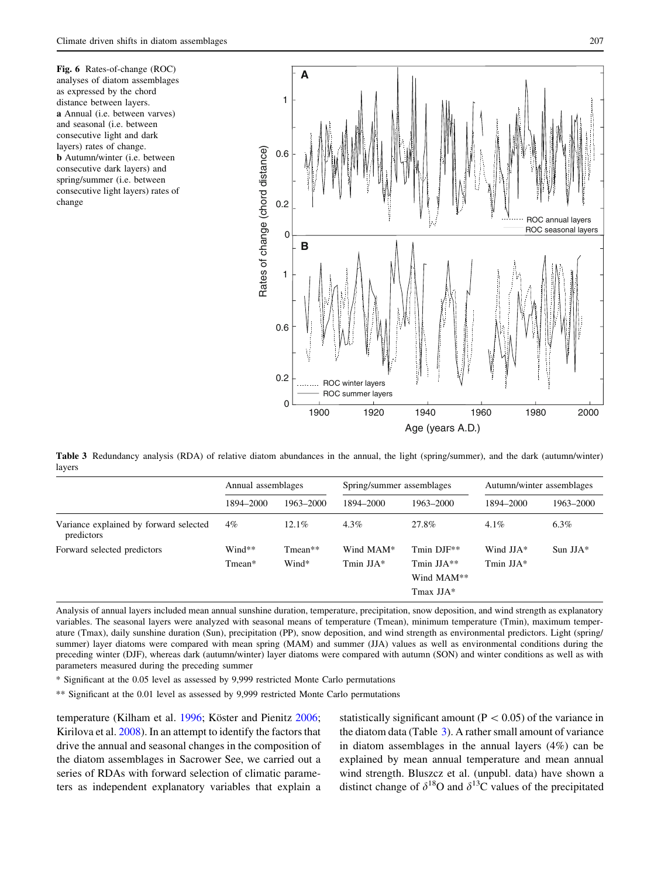Fig. 6 Rates-of-change (ROC) analyses of diatom assemblages as expressed by the chord distance between layers. **a** Annual (i.e. between varves) and seasonal (i.e. between consecutive light and dark layers) rates of change. **b** Autumn/winter (i.e. between consecutive dark layers) and spring/summer (i.e. between consecutive light layers) rates of change

**Table 3** Redundancy analysis (RDA) of relative diatom abundances in the annual, the light (spring/summer), and the dark (autumn/winter) layers

| | Annual assemblages | | Spring/summer assemblages | | Autumn/winter assemblages | |
|---|---|---|---|---|---|---|
| | 1894–2000 | 1963–2000 | 1894–2000 | 1963–2000 | 1894–2000 | 1963–2000 |
| Variance explained by forward selected predictors | 4% | 12.1% | 4.3% | 27.8% | 4.1% | 6.3% |
| Forward selected predictors | Wind** | Tmean** | Wind MAM* | Tmin DJF** | Wind JJA* | Sun JJA* |
| | Tmean* | Wind* | Tmin JJA* | Tmin JJA** | Tmin JJA* | |
| | | | | Wind MAM** | | |
| | | | | Tmax JJA* | | |

Analysis of annual layers included mean annual sunshine duration, temperature, precipitation, snow deposition, and wind strength as explanatory variables. The seasonal layers were analyzed with seasonal means of temperature (Tmean), minimum temperature (Tmin), maximum temperature (Tmax), daily sunshine duration (Sun), precipitation (PP), snow deposition, and wind strength as environmental predictors. Light (spring/summer) layer diatoms were compared with mean spring (MAM) and summer (JJA) values as well as environmental conditions during the preceding winter (DJF), whereas dark (autumn/winter) layer diatoms were compared with autumn (SON) and winter conditions as well as with parameters measured during the preceding summer

\* Significant at the 0.05 level as assessed by 9,999 restricted Monte Carlo permutations

\*\* Significant at the 0.01 level as assessed by 9,999 restricted Monte Carlo permutations

temperature (Kilham et al. 1996; Köster and Pienitz 2006; Kirilova et al. 2008). In an attempt to identify the factors that drive the annual and seasonal changes in the composition of the diatom assemblages in Sacrower See, we carried out a series of RDAs with forward selection of climatic parameters as independent explanatory variables that explain a statistically significant amount ($P < 0.05$) of the variance in the diatom data (Table 3). A rather small amount of variance in diatom assemblages in the annual layers (4%) can be explained by mean annual temperature and mean annual wind strength. Bluszcz et al. (unpubl. data) have shown a distinct change of $\delta^{18}O$ and $\delta^{13}C$ values of the precipitated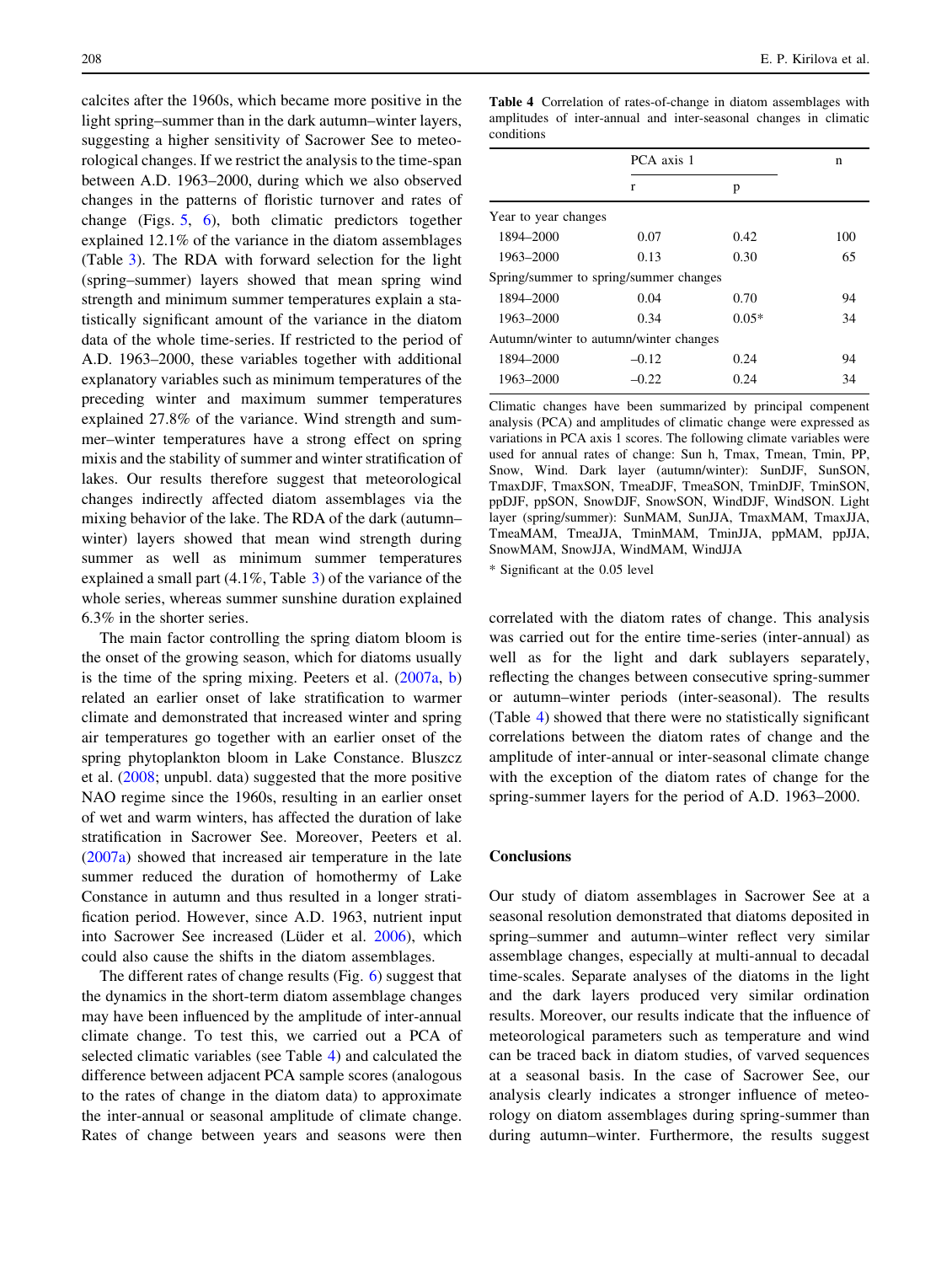calcites after the 1960s, which became more positive in the light spring–summer than in the dark autumn–winter layers, suggesting a higher sensitivity of Sacrower See to meteorological changes. If we restrict the analysis to the time-span between A.D. 1963–2000, during which we also observed changes in the patterns of floristic turnover and rates of change (Figs. 5, 6), both climatic predictors together explained 12.1% of the variance in the diatom assemblages (Table 3). The RDA with forward selection for the light (spring–summer) layers showed that mean spring wind strength and minimum summer temperatures explain a statistically significant amount of the variance in the diatom data of the whole time-series. If restricted to the period of A.D. 1963–2000, these variables together with additional explanatory variables such as minimum temperatures of the preceding winter and maximum summer temperatures explained 27.8% of the variance. Wind strength and summer–winter temperatures have a strong effect on spring mixis and the stability of summer and winter stratification of lakes. Our results therefore suggest that meteorological changes indirectly affected diatom assemblages via the mixing behavior of the lake. The RDA of the dark (autumn–winter) layers showed that mean wind strength during summer as well as minimum summer temperatures explained a small part (4.1%, Table 3) of the variance of the whole series, whereas summer sunshine duration explained 6.3% in the shorter series.

The main factor controlling the spring diatom bloom is the onset of the growing season, which for diatoms usually is the time of the spring mixing. Peeters et al. (2007a, b) related an earlier onset of lake stratification to warmer climate and demonstrated that increased winter and spring air temperatures go together with an earlier onset of the spring phytoplankton bloom in Lake Constance. Bluszcz et al. (2008; unpubl. data) suggested that the more positive NAO regime since the 1960s, resulting in an earlier onset of wet and warm winters, has affected the duration of lake stratification in Sacrower See. Moreover, Peeters et al. (2007a) showed that increased air temperature in the late summer reduced the duration of homothermy of Lake Constance in autumn and thus resulted in a longer stratification period. However, since A.D. 1963, nutrient input into Sacrower See increased (Lüder et al. 2006), which could also cause the shifts in the diatom assemblages.

The different rates of change results (Fig. 6) suggest that the dynamics in the short-term diatom assemblage changes may have been influenced by the amplitude of inter-annual climate change. To test this, we carried out a PCA of selected climatic variables (see Table 4) and calculated the difference between adjacent PCA sample scores (analogous to the rates of change in the diatom data) to approximate the inter-annual or seasonal amplitude of climate change. Rates of change between years and seasons were then correlated with the diatom rates of change. This analysis was carried out for the entire time-series (inter-annual) as well as for the light and dark sublayers separately, reflecting the changes between consecutive spring-summer or autumn–winter periods (inter-seasonal). The results (Table 4) showed that there were no statistically significant correlations between the diatom rates of change and the amplitude of inter-annual or inter-seasonal climate change with the exception of the diatom rates of change for the spring-summer layers for the period of A.D. 1963–2000.

**Table 4** Correlation of rates-of-change in diatom assemblages with amplitudes of inter-annual and inter-seasonal changes in climatic conditions

| | PCA axis 1 | | n |
|---|---|---|---|
| | r | p | |
| Year to year changes | | | |
| 1894–2000 | 0.07 | 0.42 | 100 |
| 1963–2000 | 0.13 | 0.30 | 65 |
| Spring/summer to spring/summer changes | | | |
| 1894–2000 | 0.04 | 0.70 | 94 |
| 1963–2000 | 0.34 | 0.05* | 34 |
| Autumn/winter to autumn/winter changes | | | |
| 1894–2000 | –0.12 | 0.24 | 94 |
| 1963–2000 | –0.22 | 0.24 | 34 |

Climatic changes have been summarized by principal compenent analysis (PCA) and amplitudes of climatic change were expressed as variations in PCA axis 1 scores. The following climate variables were used for annual rates of change: Sun h, Tmax, Tmean, Tmin, PP, Snow, Wind. Dark layer (autumn/winter): SunDJF, SunSON, TmaxDJF, TmaxSON, TmeaDJF, TmeaSON, TminDJF, TminSON, ppDJF, ppSON, SnowDJF, SnowSON, WindDJF, WindSON. Light layer (spring/summer): SunMAM, SunJJA, TmaxMAM, TmaxJJA, TmeaMAM, TmeaJJA, TminMAM, TminJJA, ppMAM, ppJJA, SnowMAM, SnowJJA, WindMAM, WindJJA

* Significant at the 0.05 level

## Conclusions

Our study of diatom assemblages in Sacrower See at a seasonal resolution demonstrated that diatoms deposited in spring–summer and autumn–winter reflect very similar assemblage changes, especially at multi-annual to decadal time-scales. Separate analyses of the diatoms in the light and the dark layers produced very similar ordination results. Moreover, our results indicate that the influence of meteorological parameters such as temperature and wind can be traced back in diatom studies, of varved sequences at a seasonal basis. In the case of Sacrower See, our analysis clearly indicates a stronger influence of meteorology on diatom assemblages during spring-summer than during autumn–winter. Furthermore, the results suggest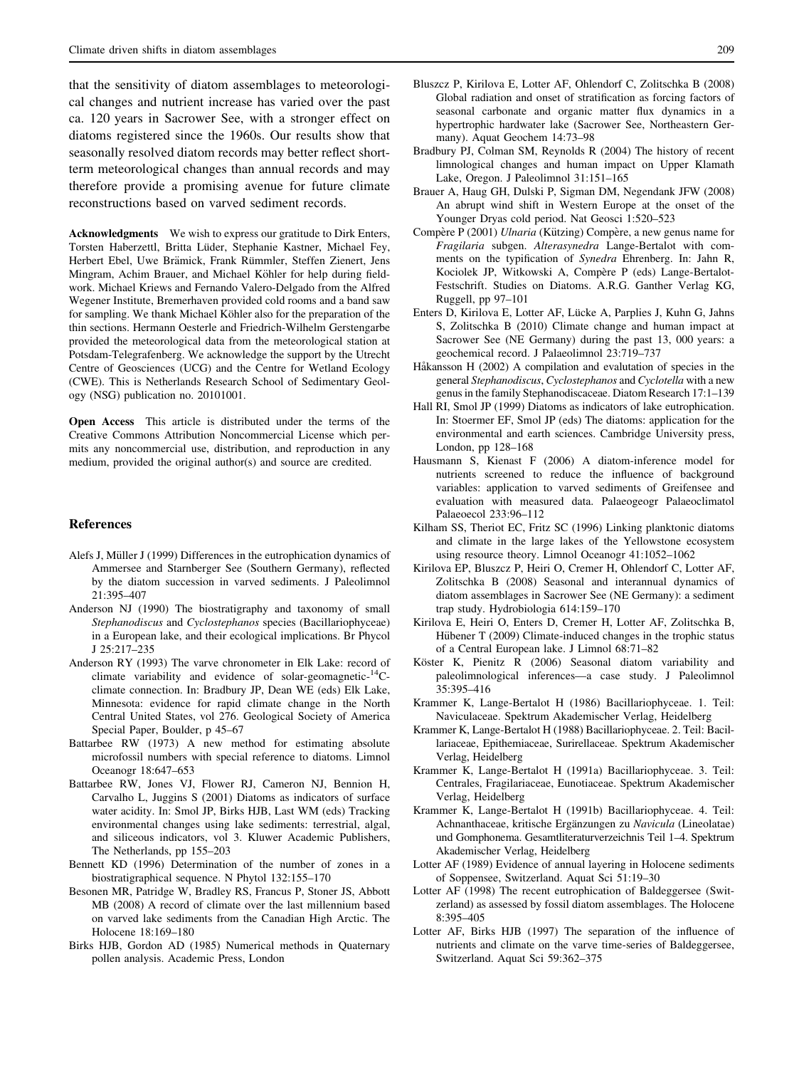that the sensitivity of diatom assemblages to meteorological changes and nutrient increase has varied over the past ca. 120 years in Sacrower See, with a stronger effect on diatoms registered since the 1960s. Our results show that seasonally resolved diatom records may better reflect short-term meteorological changes than annual records and may therefore provide a promising avenue for future climate reconstructions based on varved sediment records.

**Acknowledgments** We wish to express our gratitude to Dirk Enters, Torsten Haberzettl, Britta Lüder, Stephanie Kastner, Michael Fey, Herbert Ebel, Uwe Brämick, Frank Rümmler, Steffen Zienert, Jens Mingram, Achim Brauer, and Michael Köhler for help during fieldwork. Michael Kriews and Fernando Valero-Delgado from the Alfred Wegener Institute, Bremerhaven provided cold rooms and a band saw for sampling. We thank Michael Köhler also for the preparation of the thin sections. Hermann Oesterle and Friedrich-Wilhelm Gerstengarbe provided the meteorological data from the meteorological station at Potsdam-Telegrafenberg. We acknowledge the support by the Utrecht Centre of Geosciences (UCG) and the Centre for Wetland Ecology (CWE). This is Netherlands Research School of Sedimentary Geology (NSG) publication no. 20101001.

**Open Access** This article is distributed under the terms of the Creative Commons Attribution Noncommercial License which permits any noncommercial use, distribution, and reproduction in any medium, provided the original author(s) and source are credited.

## References

Alefs J, Müller J (1999) Differences in the eutrophication dynamics of Ammersee and Starnberger See (Southern Germany), reflected by the diatom succession in varved sediments. J Paleolimnol 21:395–407

Anderson NJ (1990) The biostratigraphy and taxonomy of small *Stephanodiscus* and *Cyclostephanos* species (Bacillariophyceae) in a European lake, and their ecological implications. Br Phycol J 25:217–235

Anderson RY (1993) The varve chronometer in Elk Lake: record of climate variability and evidence of solar-geomagnetic-$^{14}$C-climate connection. In: Bradbury JP, Dean WE (eds) Elk Lake, Minnesota: evidence for rapid climate change in the North Central United States, vol 276. Geological Society of America Special Paper, Boulder, p 45–67

Battarbee RW (1973) A new method for estimating absolute microfossil numbers with special reference to diatoms. Limnol Oceanogr 18:647–653

Battarbee RW, Jones VJ, Flower RJ, Cameron NJ, Bennion H, Carvalho L, Juggins S (2001) Diatoms as indicators of surface water acidity. In: Smol JP, Birks HJB, Last WM (eds) Tracking environmental changes using lake sediments: terrestrial, algal, and siliceous indicators, vol 3. Kluwer Academic Publishers, The Netherlands, pp 155–203

Bennett KD (1996) Determination of the number of zones in a biostratigraphical sequence. N Phytol 132:155–170

Besonen MR, Patridge W, Bradley RS, Francus P, Stoner JS, Abbott MB (2008) A record of climate over the last millennium based on varved lake sediments from the Canadian High Arctic. The Holocene 18:169–180

Birks HJB, Gordon AD (1985) Numerical methods in Quaternary pollen analysis. Academic Press, London

Bluszcz P, Kirilova E, Lotter AF, Ohlendorf C, Zolitschka B (2008) Global radiation and onset of stratification as forcing factors of seasonal carbonate and organic matter flux dynamics in a hypertrophic hardwater lake (Sacrower See, Northeastern Germany). Aquat Geochem 14:73–98

Bradbury PJ, Colman SM, Reynolds R (2004) The history of recent limnological changes and human impact on Upper Klamath Lake, Oregon. J Paleolimnol 31:151–165

Brauer A, Haug GH, Dulski P, Sigman DM, Negendank JFW (2008) An abrupt wind shift in Western Europe at the onset of the Younger Dryas cold period. Nat Geosci 1:520–523

Compère P (2001) *Ulnaria* (Kützing) Compère, a new genus name for *Fragilaria* subgen. *Alterasynedra* Lange-Bertalot with comments on the typification of *Synedra* Ehrenberg. In: Jahn R, Kociolek JP, Witkowski A, Compère P (eds) Lange-Bertalot-Festschrift. Studies on Diatoms. A.R.G. Ganther Verlag KG, Ruggell, pp 97–101

Enters D, Kirilova E, Lotter AF, Lücke A, Parplies J, Kuhn G, Jahns S, Zolitschka B (2010) Climate change and human impact at Sacrower See (NE Germany) during the past 13, 000 years: a geochemical record. J Palaeolimnol 23:719–737

Håkansson H (2002) A compilation and evalutation of species in the general *Stephanodiscus*, *Cyclostephanos* and *Cyclotella* with a new genus in the family Stephanodiscaceae. Diatom Research 17:1–139

Hall RI, Smol JP (1999) Diatoms as indicators of lake eutrophication. In: Stoermer EF, Smol JP (eds) The diatoms: application for the environmental and earth sciences. Cambridge University press, London, pp 128–168

Hausmann S, Kienast F (2006) A diatom-inference model for nutrients screened to reduce the influence of background variables: application to varved sediments of Greifensee and evaluation with measured data. Palaeogeogr Palaeoclimatol Palaeoecol 233:96–112

Kilham SS, Theriot EC, Fritz SC (1996) Linking planktonic diatoms and climate in the large lakes of the Yellowstone ecosystem using resource theory. Limnol Oceanogr 41:1052–1062

Kirilova EP, Bluszcz P, Heiri O, Cremer H, Ohlendorf C, Lotter AF, Zolitschka B (2008) Seasonal and interannual dynamics of diatom assemblages in Sacrower See (NE Germany): a sediment trap study. Hydrobiologia 614:159–170

Kirilova E, Heiri O, Enters D, Cremer H, Lotter AF, Zolitschka B, Hübener T (2009) Climate-induced changes in the trophic status of a Central European lake. J Limnol 68:71–82

Köster K, Pienitz R (2006) Seasonal diatom variability and paleolimnological inferences—a case study. J Paleolimnol 35:395–416

Krammer K, Lange-Bertalot H (1986) Bacillariophyceae. 1. Teil: Naviculaceae. Spektrum Akademischer Verlag, Heidelberg

Krammer K, Lange-Bertalot H (1988) Bacillariophyceae. 2. Teil: Bacillariaceae, Epithemiaceae, Surirellaceae. Spektrum Akademischer Verlag, Heidelberg

Krammer K, Lange-Bertalot H (1991a) Bacillariophyceae. 3. Teil: Centrales, Fragilariaceae, Eunotiaceae. Spektrum Akademischer Verlag, Heidelberg

Krammer K, Lange-Bertalot H (1991b) Bacillariophyceae. 4. Teil: Achnanthaceae, kritische Ergänzungen zu *Navicula* (Lineolatae) und Gomphonema. Gesamtliteraturverzeichnis Teil 1–4. Spektrum Akademischer Verlag, Heidelberg

Lotter AF (1989) Evidence of annual layering in Holocene sediments of Soppensee, Switzerland. Aquat Sci 51:19–30

Lotter AF (1998) The recent eutrophication of Baldeggersee (Switzerland) as assessed by fossil diatom assemblages. The Holocene 8:395–405

Lotter AF, Birks HJB (1997) The separation of the influence of nutrients and climate on the varve time-series of Baldeggersee, Switzerland. Aquat Sci 59:362–375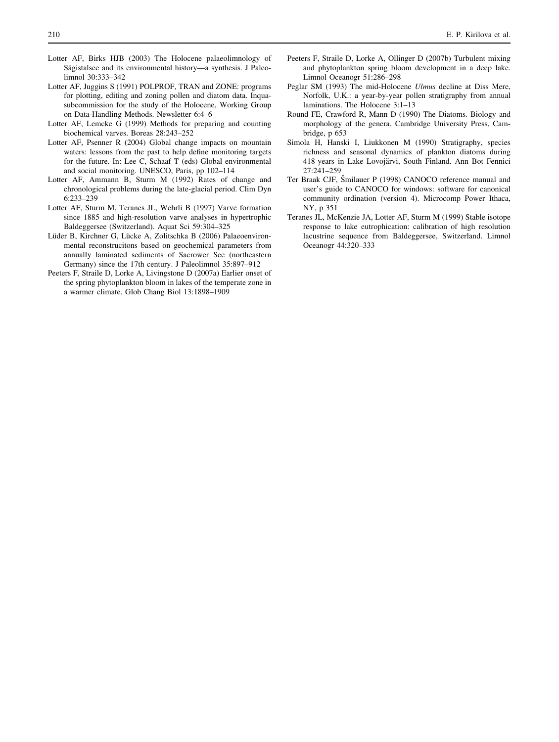Lotter AF, Birks HJB (2003) The Holocene palaeolimnology of Sägistalsee and its environmental history—a synthesis. J Paleolimnol 30:333–342

Lotter AF, Juggins S (1991) POLPROF, TRAN and ZONE: programs for plotting, editing and zoning pollen and diatom data. Inqua-subcommission for the study of the Holocene, Working Group on Data-Handling Methods. Newsletter 6:4–6

Lotter AF, Lemcke G (1999) Methods for preparing and counting biochemical varves. Boreas 28:243–252

Lotter AF, Psenner R (2004) Global change impacts on mountain waters: lessons from the past to help define monitoring targets for the future. In: Lee C, Schaaf T (eds) Global environmental and social monitoring. UNESCO, Paris, pp 102–114

Lotter AF, Ammann B, Sturm M (1992) Rates of change and chronological problems during the late-glacial period. Clim Dyn 6:233–239

Lotter AF, Sturm M, Teranes JL, Wehrli B (1997) Varve formation since 1885 and high-resolution varve analyses in hypertrophic Baldeggersee (Switzerland). Aquat Sci 59:304–325

Lüder B, Kirchner G, Lücke A, Zolitschka B (2006) Palaeoenvironmental reconstrucitons based on geochemical parameters from annually laminated sediments of Sacrower See (northeastern Germany) since the 17th century. J Paleolimnol 35:897–912

Peeters F, Straile D, Lorke A, Livingstone D (2007a) Earlier onset of the spring phytoplankton bloom in lakes of the temperate zone in a warmer climate. Glob Chang Biol 13:1898–1909

Peeters F, Straile D, Lorke A, Ollinger D (2007b) Turbulent mixing and phytoplankton spring bloom development in a deep lake. Limnol Oceanogr 51:286–298

Peglar SM (1993) The mid-Holocene *Ulmus* decline at Diss Mere, Norfolk, U.K.: a year-by-year pollen stratigraphy from annual laminations. The Holocene 3:1–13

Round FE, Crawford R, Mann D (1990) The Diatoms. Biology and morphology of the genera. Cambridge University Press, Cambridge, p 653

Simola H, Hanski I, Liukkonen M (1990) Stratigraphy, species richness and seasonal dynamics of plankton diatoms during 418 years in Lake Lovojärvi, South Finland. Ann Bot Fennici 27:241–259

Ter Braak CJF, Šmilauer P (1998) CANOCO reference manual and user's guide to CANOCO for windows: software for canonical community ordination (version 4). Microcomp Power Ithaca, NY, p 351

Teranes JL, McKenzie JA, Lotter AF, Sturm M (1999) Stable isotope response to lake eutrophication: calibration of high resolution lacustrine sequence from Baldeggersee, Switzerland. Limnol Oceanogr 44:320–333